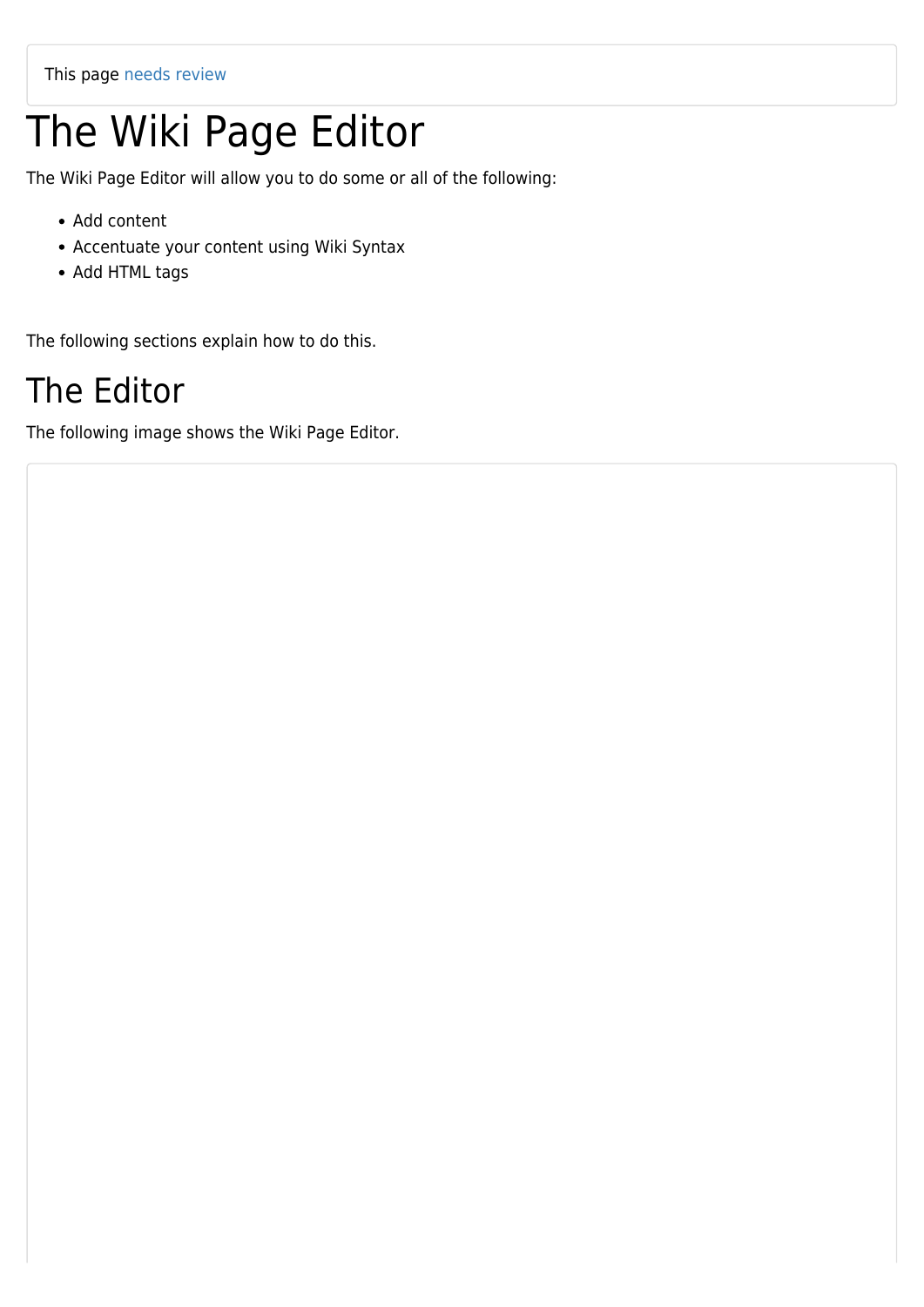This page needs review

# The Wiki Page Editor

The Wiki Page Editor will allow you to do some or all of the following:

- Add content
- Accentuate your content using Wiki Syntax
- Add HTML tags

The following sections explain how to do this.

## The Editor

The following image shows the Wiki Page Editor.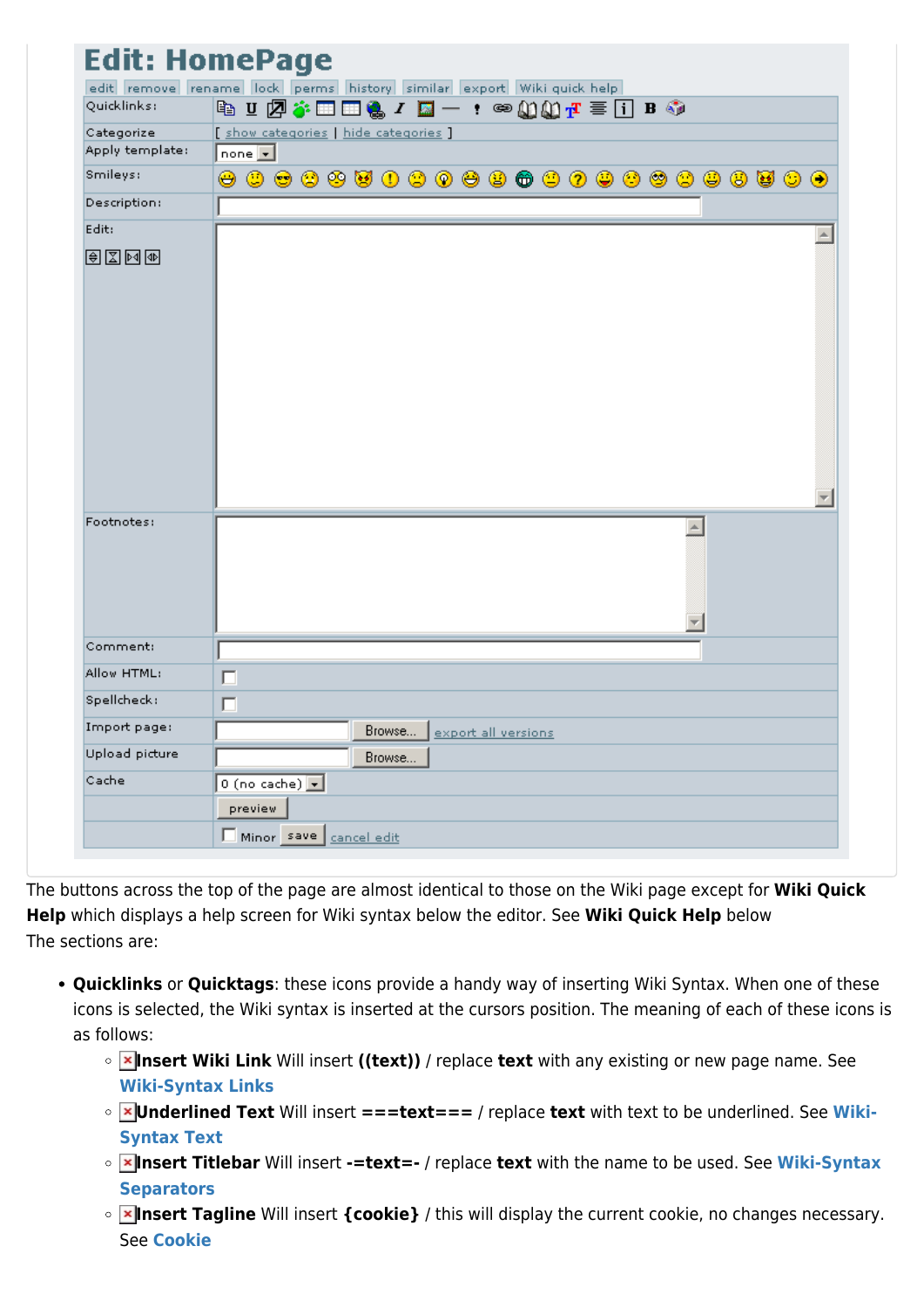The buttons across the top of the page are almost identical to those on the Wiki page except for **Wiki Quick Help** which displays a help screen for Wiki syntax below the editor. See **Wiki Quick Help** below

The sections are:

- **Quicklinks** or **Quicktags**: these icons provide a handy way of inserting Wiki Syntax. When one of these icons is selected, the Wiki syntax is inserted at the cursors position. The meaning of each of these icons is as follows:
    - **Insert Wiki Link** Will insert **((text))** / replace **text** with any existing or new page name. See **Wiki-Syntax Links**
    - **Underlined Text** Will insert **===text===** / replace **text** with text to be underlined. See **Wiki-Syntax Text**
    - **Insert Titlebar** Will insert **-=text=-** / replace **text** with the name to be used. See **Wiki-Syntax Separators**
    - **Insert Tagline** Will insert **{cookie}** / this will display the current cookie, no changes necessary. See **Cookie**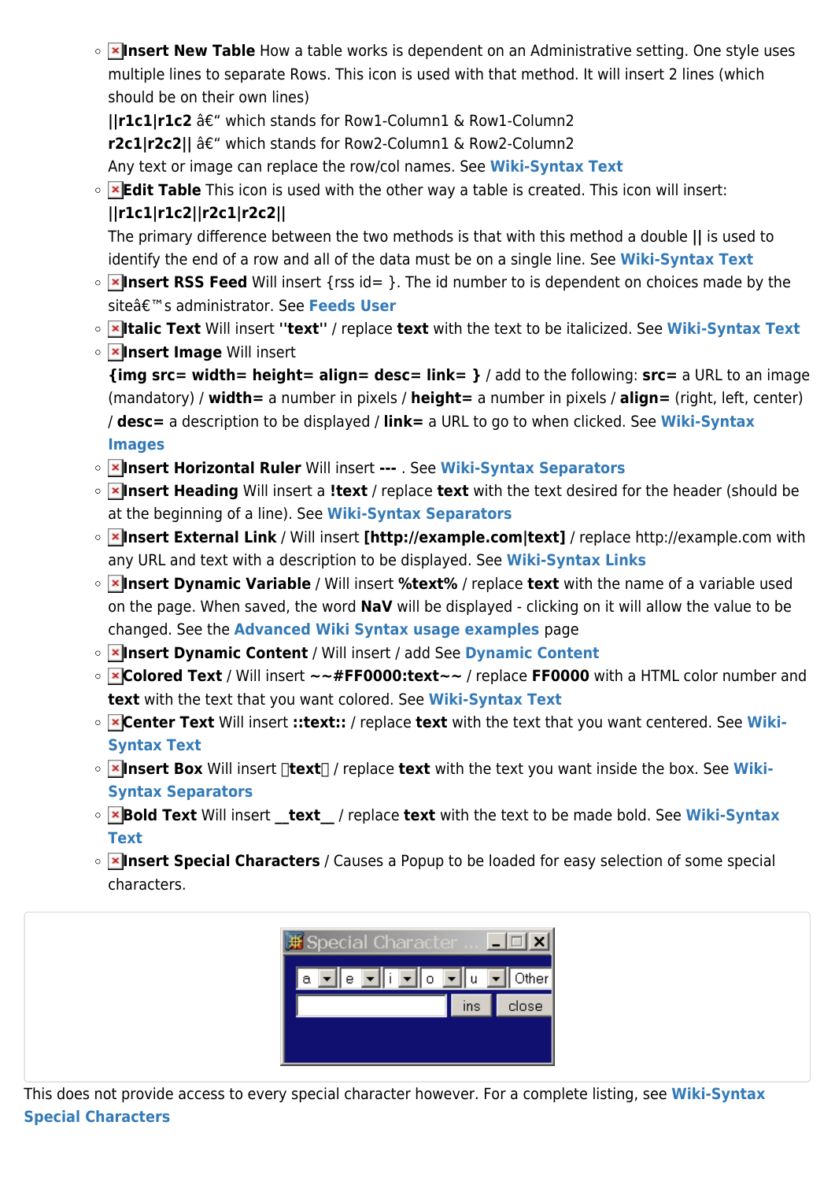- **Insert New Table** How a table works is dependent on an Administrative setting. One style uses multiple lines to separate Rows. This icon is used with that method. It will insert 2 lines (which should be on their own lines)
  **||r1c1|r1c2** â€“ which stands for Row1-Column1 & Row1-Column2
  **r2c1|r2c2||** â€“ which stands for Row2-Column1 & Row2-Column2
  Any text or image can replace the row/col names. See **Wiki-Syntax Text**
- **Edit Table** This icon is used with the other way a table is created. This icon will insert:
  **||r1c1|r1c2||r2c1|r2c2||**
  The primary difference between the two methods is that with this method a double **||** is used to identify the end of a row and all of the data must be on a single line. See **Wiki-Syntax Text**
- **Insert RSS Feed** Will insert {rss id= }. The id number to is dependent on choices made by the siteâ€™s administrator. See **Feeds User**
- **Italic Text** Will insert **''text''** / replace **text** with the text to be italicized. See **Wiki-Syntax Text**
- **Insert Image** Will insert
  **{img src= width= height= align= desc= link= }** / add to the following: **src=** a URL to an image (mandatory) / **width=** a number in pixels / **height=** a number in pixels / **align=** (right, left, center) / **desc=** a description to be displayed / **link=** a URL to go to when clicked. See **Wiki-Syntax Images**
- **Insert Horizontal Ruler** Will insert **---** . See **Wiki-Syntax Separators**
- **Insert Heading** Will insert a **!text** / replace **text** with the text desired for the header (should be at the beginning of a line). See **Wiki-Syntax Separators**
- **Insert External Link** / Will insert **[http://example.com|text]** / replace http://example.com with any URL and text with a description to be displayed. See **Wiki-Syntax Links**
- **Insert Dynamic Variable** / Will insert **%text%** / replace **text** with the name of a variable used on the page. When saved, the word **NaV** will be displayed - clicking on it will allow the value to be changed. See the **Advanced Wiki Syntax usage examples** page
- **Insert Dynamic Content** / Will insert / add See **Dynamic Content**
- **Colored Text** / Will insert **~~#FF0000:text~~** / replace **FF0000** with a HTML color number and **text** with the text that you want colored. See **Wiki-Syntax Text**
- **Center Text** Will insert **::text::** / replace **text** with the text that you want centered. See **Wiki-Syntax Text**
- **Insert Box** Will insert **text** / replace **text** with the text you want inside the box. See **Wiki-Syntax Separators**
- **Bold Text** Will insert **__text__** / replace **text** with the text to be made bold. See **Wiki-Syntax Text**
- **Insert Special Characters** / Causes a Popup to be loaded for easy selection of some special characters.

This does not provide access to every special character however. For a complete listing, see **Wiki-Syntax Special Characters**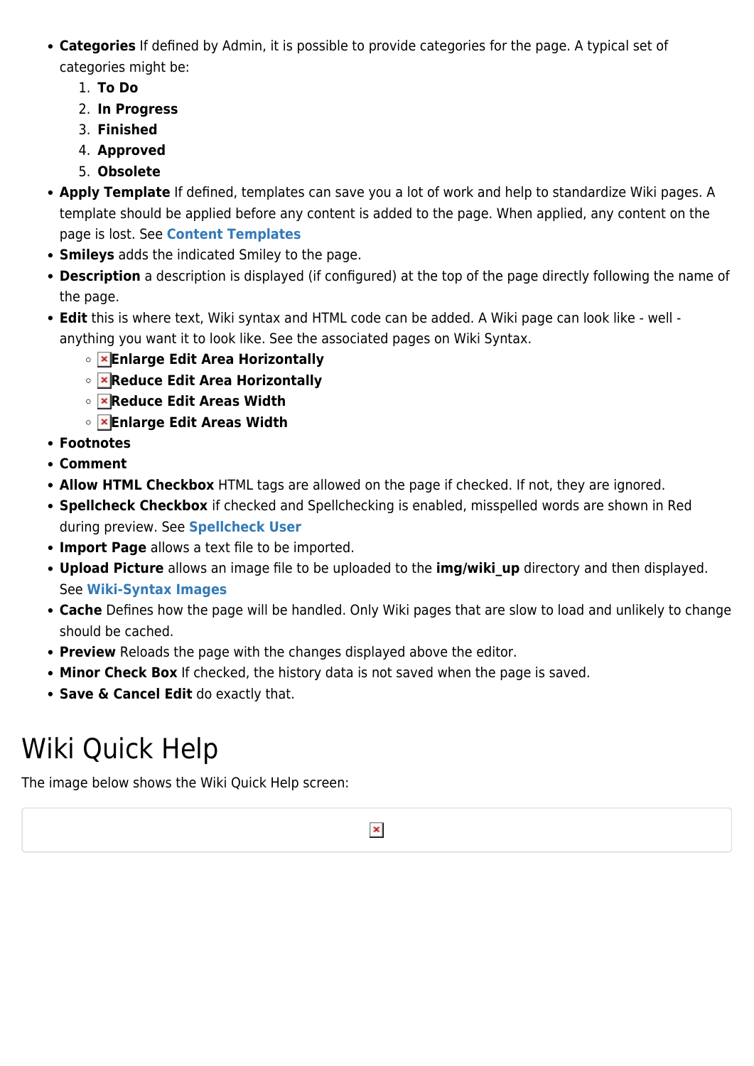- **Categories** If defined by Admin, it is possible to provide categories for the page. A typical set of categories might be:
  1. **To Do**
  2. **In Progress**
  3. **Finished**
  4. **Approved**
  5. **Obsolete**
- **Apply Template** If defined, templates can save you a lot of work and help to standardize Wiki pages. A template should be applied before any content is added to the page. When applied, any content on the page is lost. See **Content Templates**
- **Smileys** adds the indicated Smiley to the page.
- **Description** a description is displayed (if configured) at the top of the page directly following the name of the page.
- **Edit** this is where text, Wiki syntax and HTML code can be added. A Wiki page can look like - well - anything you want it to look like. See the associated pages on Wiki Syntax.
  - **Enlarge Edit Area Horizontally**
  - **Reduce Edit Area Horizontally**
  - **Reduce Edit Areas Width**
  - **Enlarge Edit Areas Width**
- **Footnotes**
- **Comment**
- **Allow HTML Checkbox** HTML tags are allowed on the page if checked. If not, they are ignored.
- **Spellcheck Checkbox** if checked and Spellchecking is enabled, misspelled words are shown in Red during preview. See **Spellcheck User**
- **Import Page** allows a text file to be imported.
- **Upload Picture** allows an image file to be uploaded to the **img/wiki_up** directory and then displayed. See **Wiki-Syntax Images**
- **Cache** Defines how the page will be handled. Only Wiki pages that are slow to load and unlikely to change should be cached.
- **Preview** Reloads the page with the changes displayed above the editor.
- **Minor Check Box** If checked, the history data is not saved when the page is saved.
- **Save & Cancel Edit** do exactly that.

# Wiki Quick Help

The image below shows the Wiki Quick Help screen: